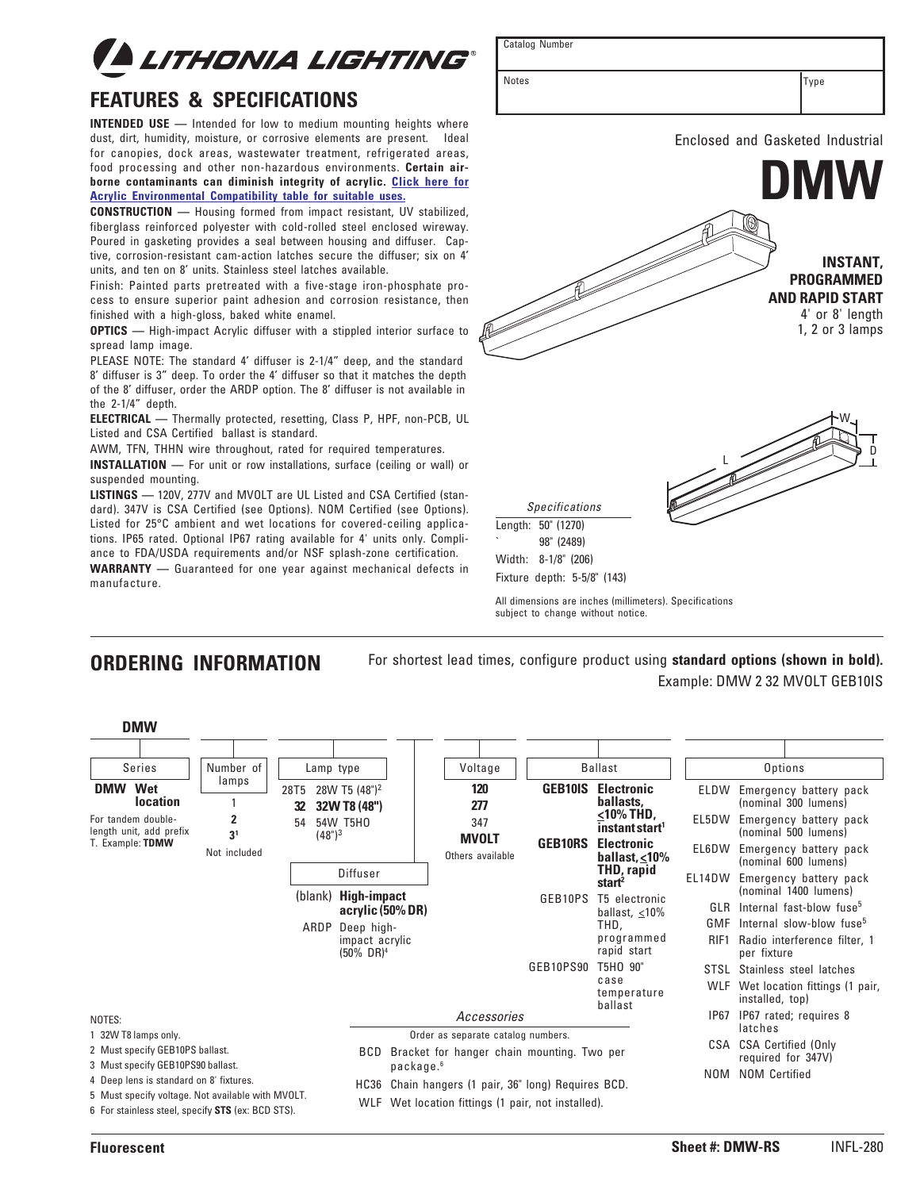# LITHONIA LIGHTING

## FEATURES & SPECIFICATIONS

**INTENDED USE** — Intended for low to medium mounting heights where dust, dirt, humidity, moisture, or corrosive elements are present. Ideal for canopies, dock areas, wastewater treatment, refrigerated areas, food processing and other non-hazardous environments. **Certain air-borne contaminants can diminish integrity of acrylic. Click here for Acrylic Environmental Compatibility table for suitable uses.**

**CONSTRUCTION** — Housing formed from impact resistant, UV stabilized, fiberglass reinforced polyester with cold-rolled steel enclosed wireway. Poured in gasketing provides a seal between housing and diffuser. Captive, corrosion-resistant cam-action latches secure the diffuser; six on 4' units, and ten on 8' units. Stainless steel latches available.

Finish: Painted parts pretreated with a five-stage iron-phosphate process to ensure superior paint adhesion and corrosion resistance, then finished with a high-gloss, baked white enamel.

**OPTICS** — High-impact Acrylic diffuser with a stippled interior surface to spread lamp image.

PLEASE NOTE: The standard 4' diffuser is 2-1/4" deep, and the standard 8' diffuser is 3" deep. To order the 4' diffuser so that it matches the depth of the 8' diffuser, order the ARDP option. The 8' diffuser is not available in the 2-1/4" depth.

**ELECTRICAL** — Thermally protected, resetting, Class P, HPF, non-PCB, UL Listed and CSA Certified ballast is standard.

AWM, TFN, THHN wire throughout, rated for required temperatures.

**INSTALLATION** — For unit or row installations, surface (ceiling or wall) or suspended mounting.

**LISTINGS** — 120V, 277V and MVOLT are UL Listed and CSA Certified (standard). 347V is CSA Certified (see Options). NOM Certified (see Options). Listed for 25°C ambient and wet locations for covered-ceiling applications. IP65 rated. Optional IP67 rating available for 4' units only. Compliance to FDA/USDA requirements and/or NSF splash-zone certification.

**WARRANTY** — Guaranteed for one year against mechanical defects in manufacture.

| Catalog Number | |
|---|---|
| Notes | Type |

Enclosed and Gasketed Industrial

# DMW

**INSTANT, PROGRAMMED AND RAPID START**
4' or 8' length
1, 2 or 3 lamps

*Specifications*

Length: 50" (1270)
98" (2489)
Width: 8-1/8" (206)
Fixture depth: 5-5/8" (143)

All dimensions are inches (millimeters). Specifications subject to change without notice.

## ORDERING INFORMATION

For shortest lead times, configure product using **standard options (shown in bold).**
Example: DMW 2 32 MVOLT GEB10IS

**DMW**

**Series**

- **DMW Wet location**

For tandem double-length unit, add prefix T. Example: **TDMW**

**Number of lamps**

- 1
- **2**
- **3**[1]

Not included

**Lamp type**

- 28T5 28W T5 (48")[2]
- **32 32W T8 (48")**
- 54 54W T5HO (48")[3]

**Diffuser**

- (blank) **High-impact acrylic (50% DR)**
- ARDP Deep high-impact acrylic (50% DR)[4]

**Voltage**

- **120**
- **277**
- 347
- **MVOLT**

Others available

**Ballast**

- **GEB10IS Electronic ballasts, ≤10% THD, instant start**[1]
- **GEB10RS Electronic ballast, ≤10% THD, rapid start**[2]
- GEB10PS T5 electronic ballast, ≤10% THD, programmed rapid start
- GEB10PS90 T5HO 90" case temperature ballast

**Options**

- ELDW Emergency battery pack (nominal 300 lumens)
- EL5DW Emergency battery pack (nominal 500 lumens)
- EL6DW Emergency battery pack (nominal 600 lumens)
- EL14DW Emergency battery pack (nominal 1400 lumens)
- GLR Internal fast-blow fuse[5]
- GMF Internal slow-blow fuse[5]
- RIF1 Radio interference filter, 1 per fixture
- STSL Stainless steel latches
- WLF Wet location fittings (1 pair, installed, top)
- IP67 IP67 rated; requires 8 latches
- CSA CSA Certified (Only required for 347V)
- NOM NOM Certified

*Accessories*

Order as separate catalog numbers.

- BCD Bracket for hanger chain mounting. Two per package.[6]
- HC36 Chain hangers (1 pair, 36" long) Requires BCD.
- WLF Wet location fittings (1 pair, not installed).

NOTES:

1. 32W T8 lamps only.
2. Must specify GEB10PS ballast.
3. Must specify GEB10PS90 ballast.
4. Deep lens is standard on 8' fixtures.
5. Must specify voltage. Not available with MVOLT.
6. For stainless steel, specify **STS** (ex: BCD STS).

**Fluorescent** **Sheet #: DMW-RS** INFL-280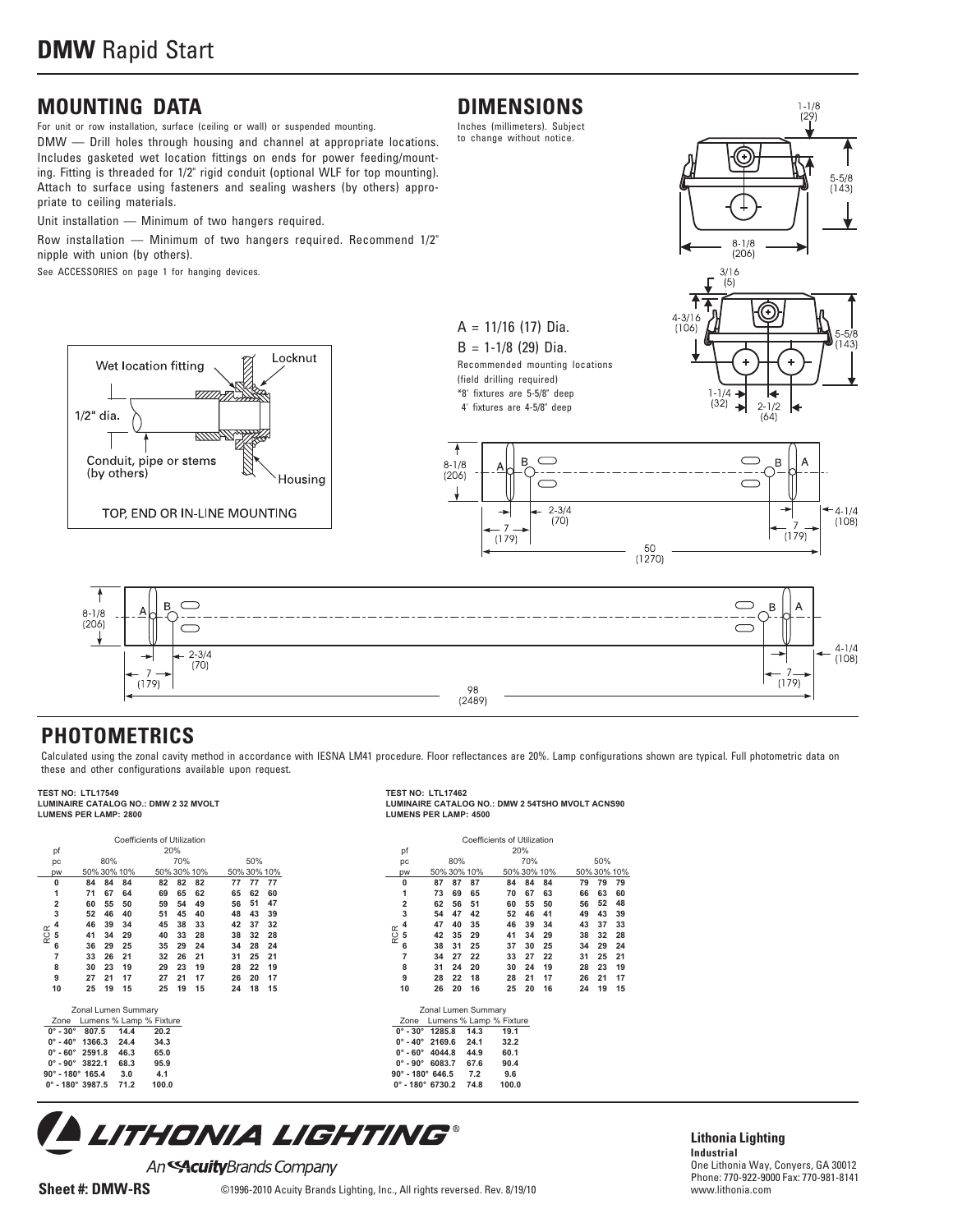# DMW Rapid Start

## MOUNTING DATA

For unit or row installation, surface (ceiling or wall) or suspended mounting.

DMW — Drill holes through housing and channel at appropriate locations. Includes gasketed wet location fittings on ends for power feeding/mounting. Fitting is threaded for 1/2" rigid conduit (optional WLF for top mounting). Attach to surface using fasteners and sealing washers (by others) appropriate to ceiling materials.

Unit installation — Minimum of two hangers required.

Row installation — Minimum of two hangers required. Recommend 1/2" nipple with union (by others).

See ACCESSORIES on page 1 for hanging devices.

Wet location fitting
Locknut
1/2" dia.
Conduit, pipe or stems (by others)
Housing
TOP, END OR IN-LINE MOUNTING

## DIMENSIONS

Inches (millimeters). Subject to change without notice.

A = 11/16 (17) Dia.
B = 1-1/8 (29) Dia.
Recommended mounting locations (field drilling required)
*8' fixtures are 5-5/8" deep
4' fixtures are 4-5/8" deep

1-1/8 (29)
5-5/8 (143)
8-1/8 (206)
3/16 (5)
4-3/16 (106)
5-5/8 (143)
1-1/4 (32)
2-1/2 (64)

8-1/8 (206)
2-3/4 (70)
7 (179)
7 (179)
4-1/4 (108)
50 (1270)

8-1/8 (206)
2-3/4 (70)
7 (179)
7 (179)
4-1/4 (108)
98 (2489)

## PHOTOMETRICS

Calculated using the zonal cavity method in accordance with IESNA LM41 procedure. Floor reflectances are 20%. Lamp configurations shown are typical. Full photometric data on these and other configurations available upon request.

**TEST NO: LTL17549**
**LUMINAIRE CATALOG NO.: DMW 2 32 MVOLT**
**LUMENS PER LAMP: 2800**

Coefficients of Utilization

| pf | 20% | | | | | | | | |
|---|---|---|---|---|---|---|---|---|---|
| pc | 80% | | | 70% | | | 50% | | |
| pw | 50% | 30% | 10% | 50% | 30% | 10% | 50% | 30% | 10% |
| RCR 0 | 84 | 84 | 84 | 82 | 82 | 82 | 77 | 77 | 77 |
| 1 | 71 | 67 | 64 | 69 | 65 | 62 | 65 | 62 | 60 |
| 2 | 60 | 55 | 50 | 59 | 54 | 49 | 56 | 51 | 47 |
| 3 | 52 | 46 | 40 | 51 | 45 | 40 | 48 | 43 | 39 |
| 4 | 46 | 39 | 34 | 45 | 38 | 33 | 42 | 37 | 32 |
| 5 | 41 | 34 | 29 | 40 | 33 | 28 | 38 | 32 | 28 |
| 6 | 36 | 29 | 25 | 35 | 29 | 24 | 34 | 28 | 24 |
| 7 | 33 | 26 | 21 | 32 | 26 | 21 | 31 | 25 | 21 |
| 8 | 30 | 23 | 19 | 29 | 23 | 19 | 28 | 22 | 19 |
| 9 | 27 | 21 | 17 | 27 | 21 | 17 | 26 | 20 | 17 |
| 10 | 25 | 19 | 15 | 25 | 19 | 15 | 24 | 18 | 15 |

Zonal Lumen Summary

| Zone | Lumens | % Lamp | % Fixture |
|---|---|---|---|
| 0° - 30° | 807.5 | 14.4 | 20.2 |
| 0° - 40° | 1366.3 | 24.4 | 34.3 |
| 0° - 60° | 2591.8 | 46.3 | 65.0 |
| 0° - 90° | 3822.1 | 68.3 | 95.9 |
| 90° - 180° | 165.4 | 3.0 | 4.1 |
| 0° - 180° | 3987.5 | 71.2 | 100.0 |

**TEST NO: LTL17462**
**LUMINAIRE CATALOG NO.: DMW 2 54T5HO MVOLT ACNS90**
**LUMENS PER LAMP: 4500**

Coefficients of Utilization

| pf | 20% | | | | | | | | |
|---|---|---|---|---|---|---|---|---|---|
| pc | 80% | | | 70% | | | 50% | | |
| pw | 50% | 30% | 10% | 50% | 30% | 10% | 50% | 30% | 10% |
| RCR 0 | 87 | 87 | 87 | 84 | 84 | 84 | 79 | 79 | 79 |
| 1 | 73 | 69 | 65 | 70 | 67 | 63 | 66 | 63 | 60 |
| 2 | 62 | 56 | 51 | 60 | 55 | 50 | 56 | 52 | 48 |
| 3 | 54 | 47 | 42 | 52 | 46 | 41 | 49 | 43 | 39 |
| 4 | 47 | 40 | 35 | 46 | 39 | 34 | 43 | 37 | 33 |
| 5 | 42 | 35 | 29 | 41 | 34 | 29 | 38 | 32 | 28 |
| 6 | 38 | 31 | 25 | 37 | 30 | 25 | 34 | 29 | 24 |
| 7 | 34 | 27 | 22 | 33 | 27 | 22 | 31 | 25 | 21 |
| 8 | 31 | 24 | 20 | 30 | 24 | 19 | 28 | 23 | 19 |
| 9 | 28 | 22 | 18 | 28 | 21 | 17 | 26 | 21 | 17 |
| 10 | 26 | 20 | 16 | 25 | 20 | 16 | 24 | 19 | 15 |

Zonal Lumen Summary

| Zone | Lumens | % Lamp | % Fixture |
|---|---|---|---|
| 0° - 30° | 1285.8 | 14.3 | 19.1 |
| 0° - 40° | 2169.6 | 24.1 | 32.2 |
| 0° - 60° | 4044.8 | 44.9 | 60.1 |
| 0° - 90° | 6083.7 | 67.6 | 90.4 |
| 90° - 180° | 646.5 | 7.2 | 9.6 |
| 0° - 180° | 6730.2 | 74.8 | 100.0 |

LITHONIA LIGHTING®
An Acuity Brands Company

**Sheet #: DMW-RS**

©1996-2010 Acuity Brands Lighting, Inc., All rights reversed. Rev. 8/19/10

**Lithonia Lighting**
**Industrial**
One Lithonia Way, Conyers, GA 30012
Phone: 770-922-9000 Fax: 770-981-8141
www.lithonia.com